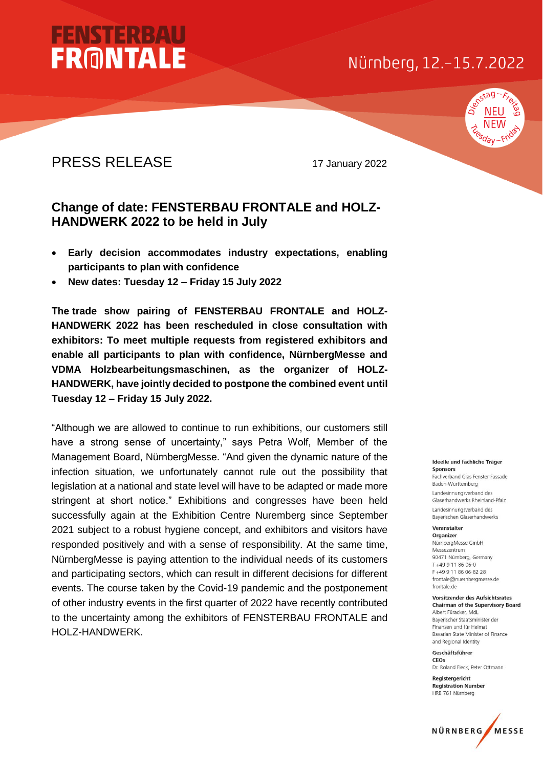# FENSTERBAU FRONTALE

Nürnberg, 12.–15.7.2022

Dienstag – Freitag NEU NEW Tuesday – Friday

PRESS RELEASE

17 January 2022

## Change of date: FENSTERBAU FRONTALE and HOLZ-HANDWERK 2022 to be held in July

- **Early decision accommodates industry expectations, enabling participants to plan with confidence**
- **New dates: Tuesday 12 – Friday 15 July 2022**

**The trade show pairing of FENSTERBAU FRONTALE and HOLZ-HANDWERK 2022 has been rescheduled in close consultation with exhibitors: To meet multiple requests from registered exhibitors and enable all participants to plan with confidence, NürnbergMesse and VDMA Holzbearbeitungsmaschinen, as the organizer of HOLZ-HANDWERK, have jointly decided to postpone the combined event until Tuesday 12 – Friday 15 July 2022.**

"Although we are allowed to continue to run exhibitions, our customers still have a strong sense of uncertainty," says Petra Wolf, Member of the Management Board, NürnbergMesse. "And given the dynamic nature of the infection situation, we unfortunately cannot rule out the possibility that legislation at a national and state level will have to be adapted or made more stringent at short notice." Exhibitions and congresses have been held successfully again at the Exhibition Centre Nuremberg since September 2021 subject to a robust hygiene concept, and exhibitors and visitors have responded positively and with a sense of responsibility. At the same time, NürnbergMesse is paying attention to the individual needs of its customers and participating sectors, which can result in different decisions for different events. The course taken by the Covid-19 pandemic and the postponement of other industry events in the first quarter of 2022 have recently contributed to the uncertainty among the exhibitors of FENSTERBAU FRONTALE and HOLZ-HANDWERK.

**Ideelle und fachliche Träger**
**Sponsors**
Fachverband Glas Fenster Fassade Baden-Württemberg
Landesinnungsverband des Glaserhandwerks Rheinland-Pfalz
Landesinnungsverband des Bayerischen Glaserhandwerks

**Veranstalter**
**Organizer**
NürnbergMesse GmbH
Messezentrum
90471 Nürnberg, Germany
T +49 9 11 86 06-0
F +49 9 11 86 06-82 28
frontale@nuernbergmesse.de
frontale.de

**Vorsitzender des Aufsichtsrates**
**Chairman of the Supervisory Board**
Albert Füracker, MdL
Bayerischer Staatsminister der Finanzen und für Heimat
Bavarian State Minister of Finance and Regional Identity

**Geschäftsführer**
**CEOs**
Dr. Roland Fleck, Peter Ottmann

**Registergericht**
**Registration Number**
HRB 761 Nürnberg

NÜRNBERG MESSE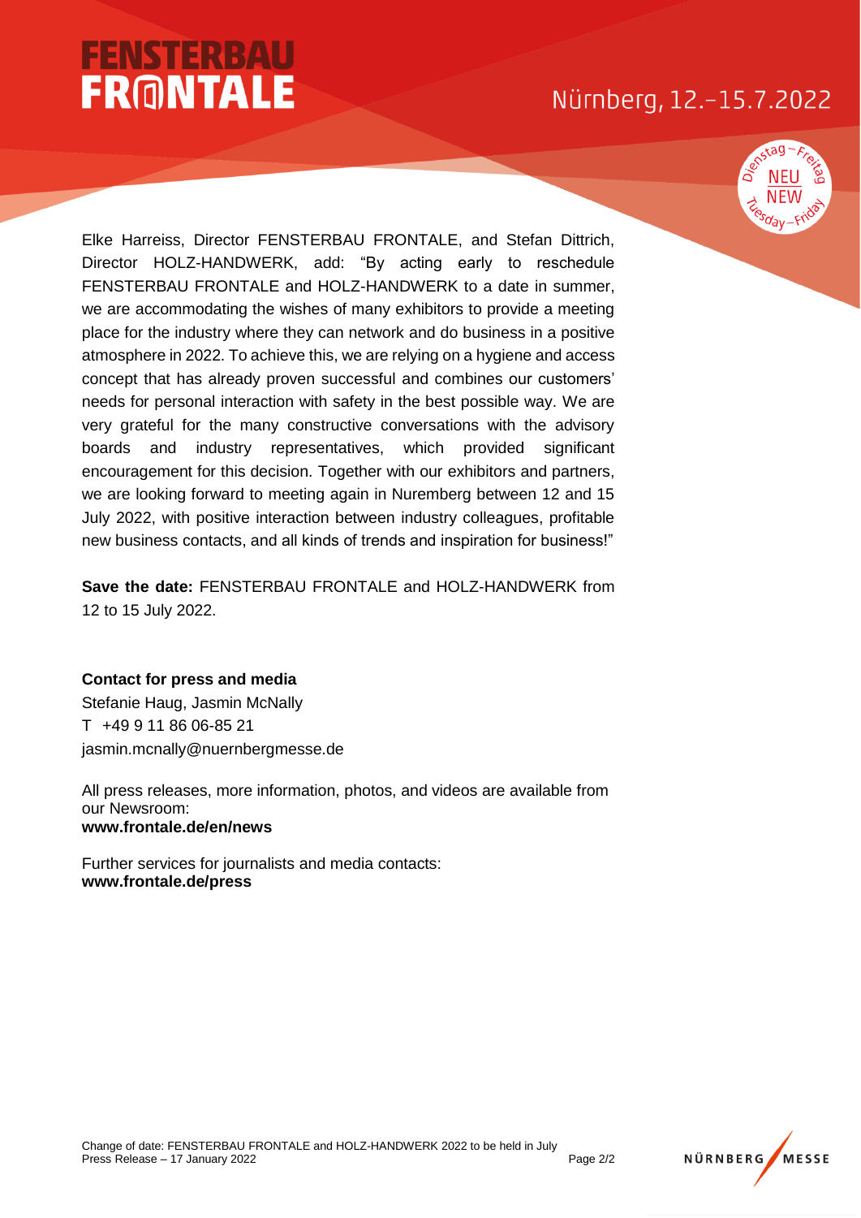Elke Harreiss, Director FENSTERBAU FRONTALE, and Stefan Dittrich, Director HOLZ-HANDWERK, add: "By acting early to reschedule FENSTERBAU FRONTALE and HOLZ-HANDWERK to a date in summer, we are accommodating the wishes of many exhibitors to provide a meeting place for the industry where they can network and do business in a positive atmosphere in 2022. To achieve this, we are relying on a hygiene and access concept that has already proven successful and combines our customers' needs for personal interaction with safety in the best possible way. We are very grateful for the many constructive conversations with the advisory boards and industry representatives, which provided significant encouragement for this decision. Together with our exhibitors and partners, we are looking forward to meeting again in Nuremberg between 12 and 15 July 2022, with positive interaction between industry colleagues, profitable new business contacts, and all kinds of trends and inspiration for business!"

**Save the date:** FENSTERBAU FRONTALE and HOLZ-HANDWERK from 12 to 15 July 2022.

**Contact for press and media**
Stefanie Haug, Jasmin McNally
T +49 9 11 86 06-85 21
jasmin.mcnally@nuernbergmesse.de

All press releases, more information, photos, and videos are available from our Newsroom:
**www.frontale.de/en/news**

Further services for journalists and media contacts:
**www.frontale.de/press**